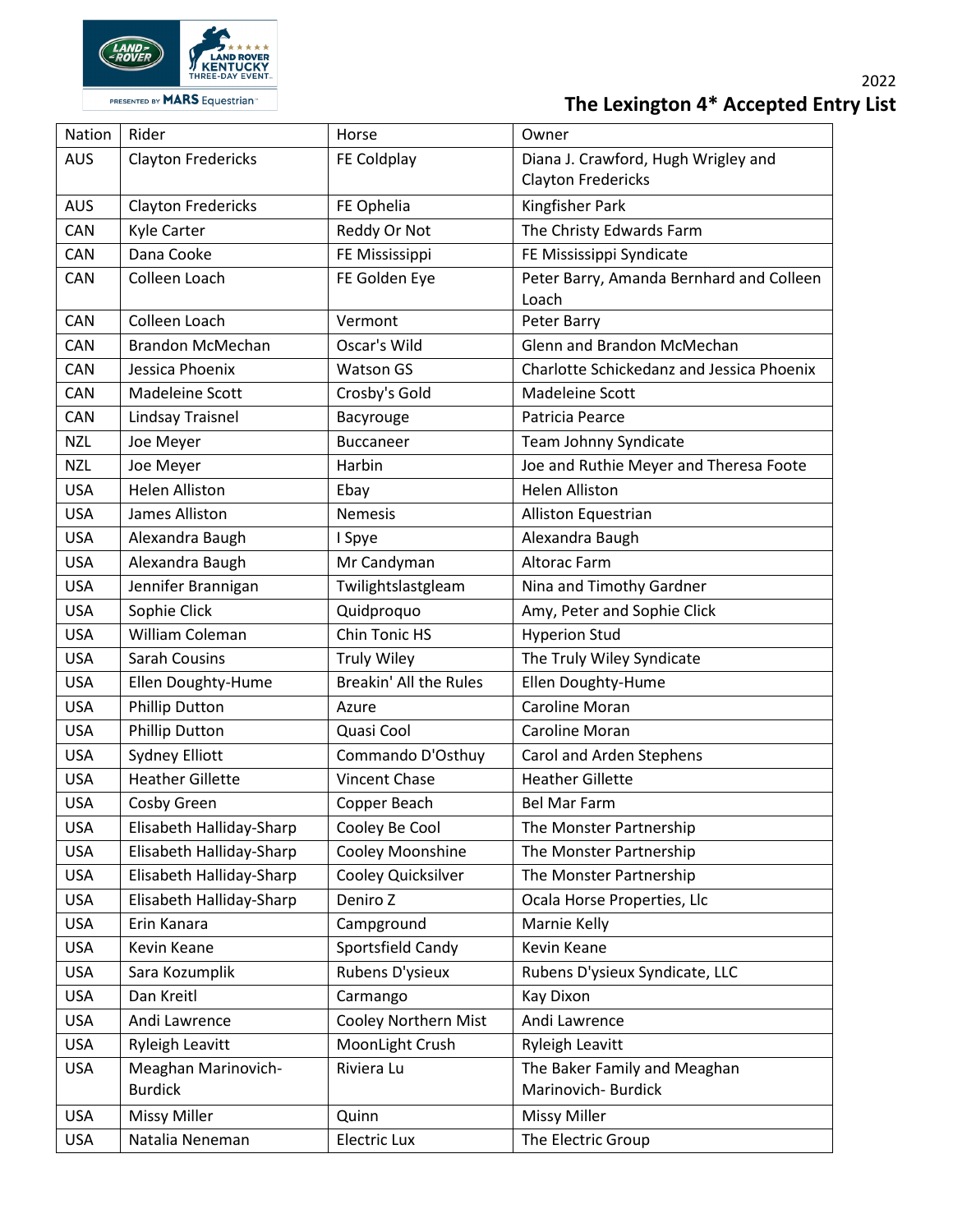2022

# The Lexington 4* Accepted Entry List

| Nation | Rider | Horse | Owner |
|---|---|---|---|
| AUS | Clayton Fredericks | FE Coldplay | Diana J. Crawford, Hugh Wrigley and Clayton Fredericks |
| AUS | Clayton Fredericks | FE Ophelia | Kingfisher Park |
| CAN | Kyle Carter | Reddy Or Not | The Christy Edwards Farm |
| CAN | Dana Cooke | FE Mississippi | FE Mississippi Syndicate |
| CAN | Colleen Loach | FE Golden Eye | Peter Barry, Amanda Bernhard and Colleen Loach |
| CAN | Colleen Loach | Vermont | Peter Barry |
| CAN | Brandon McMechan | Oscar's Wild | Glenn and Brandon McMechan |
| CAN | Jessica Phoenix | Watson GS | Charlotte Schickedanz and Jessica Phoenix |
| CAN | Madeleine Scott | Crosby's Gold | Madeleine Scott |
| CAN | Lindsay Traisnel | Bacyrouge | Patricia Pearce |
| NZL | Joe Meyer | Buccaneer | Team Johnny Syndicate |
| NZL | Joe Meyer | Harbin | Joe and Ruthie Meyer and Theresa Foote |
| USA | Helen Alliston | Ebay | Helen Alliston |
| USA | James Alliston | Nemesis | Alliston Equestrian |
| USA | Alexandra Baugh | I Spye | Alexandra Baugh |
| USA | Alexandra Baugh | Mr Candyman | Altorac Farm |
| USA | Jennifer Brannigan | Twilightslastgleam | Nina and Timothy Gardner |
| USA | Sophie Click | Quidproquo | Amy, Peter and Sophie Click |
| USA | William Coleman | Chin Tonic HS | Hyperion Stud |
| USA | Sarah Cousins | Truly Wiley | The Truly Wiley Syndicate |
| USA | Ellen Doughty-Hume | Breakin' All the Rules | Ellen Doughty-Hume |
| USA | Phillip Dutton | Azure | Caroline Moran |
| USA | Phillip Dutton | Quasi Cool | Caroline Moran |
| USA | Sydney Elliott | Commando D'Osthuy | Carol and Arden Stephens |
| USA | Heather Gillette | Vincent Chase | Heather Gillette |
| USA | Cosby Green | Copper Beach | Bel Mar Farm |
| USA | Elisabeth Halliday-Sharp | Cooley Be Cool | The Monster Partnership |
| USA | Elisabeth Halliday-Sharp | Cooley Moonshine | The Monster Partnership |
| USA | Elisabeth Halliday-Sharp | Cooley Quicksilver | The Monster Partnership |
| USA | Elisabeth Halliday-Sharp | Deniro Z | Ocala Horse Properties, Llc |
| USA | Erin Kanara | Campground | Marnie Kelly |
| USA | Kevin Keane | Sportsfield Candy | Kevin Keane |
| USA | Sara Kozumplik | Rubens D'ysieux | Rubens D'ysieux Syndicate, LLC |
| USA | Dan Kreitl | Carmango | Kay Dixon |
| USA | Andi Lawrence | Cooley Northern Mist | Andi Lawrence |
| USA | Ryleigh Leavitt | MoonLight Crush | Ryleigh Leavitt |
| USA | Meaghan Marinovich-Burdick | Riviera Lu | The Baker Family and Meaghan Marinovich- Burdick |
| USA | Missy Miller | Quinn | Missy Miller |
| USA | Natalia Neneman | Electric Lux | The Electric Group |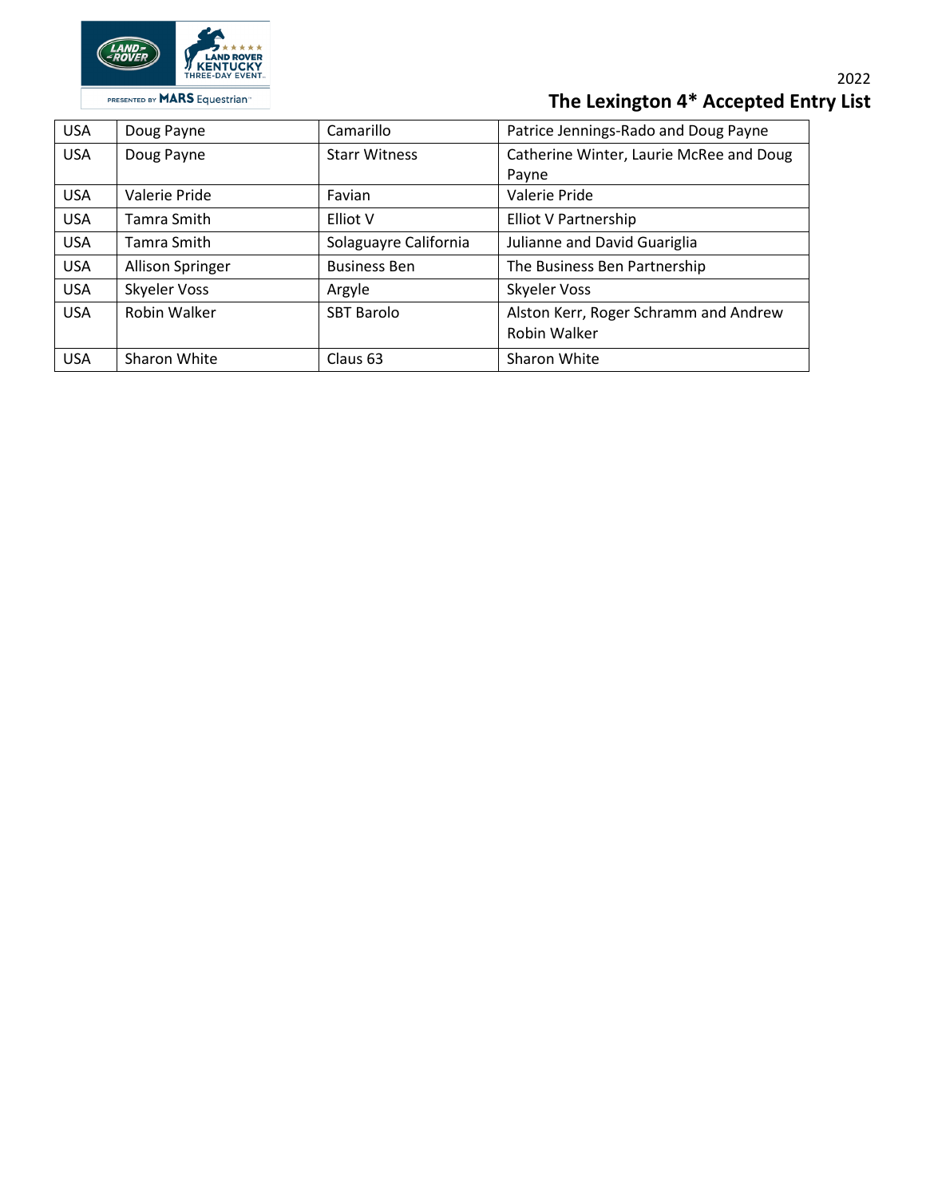2022

# The Lexington 4* Accepted Entry List

| | | | |
|---|---|---|---|
| USA | Doug Payne | Camarillo | Patrice Jennings-Rado and Doug Payne |
| USA | Doug Payne | Starr Witness | Catherine Winter, Laurie McRee and Doug Payne |
| USA | Valerie Pride | Favian | Valerie Pride |
| USA | Tamra Smith | Elliot V | Elliot V Partnership |
| USA | Tamra Smith | Solaguayre California | Julianne and David Guariglia |
| USA | Allison Springer | Business Ben | The Business Ben Partnership |
| USA | Skyeler Voss | Argyle | Skyeler Voss |
| USA | Robin Walker | SBT Barolo | Alston Kerr, Roger Schramm and Andrew Robin Walker |
| USA | Sharon White | Claus 63 | Sharon White |